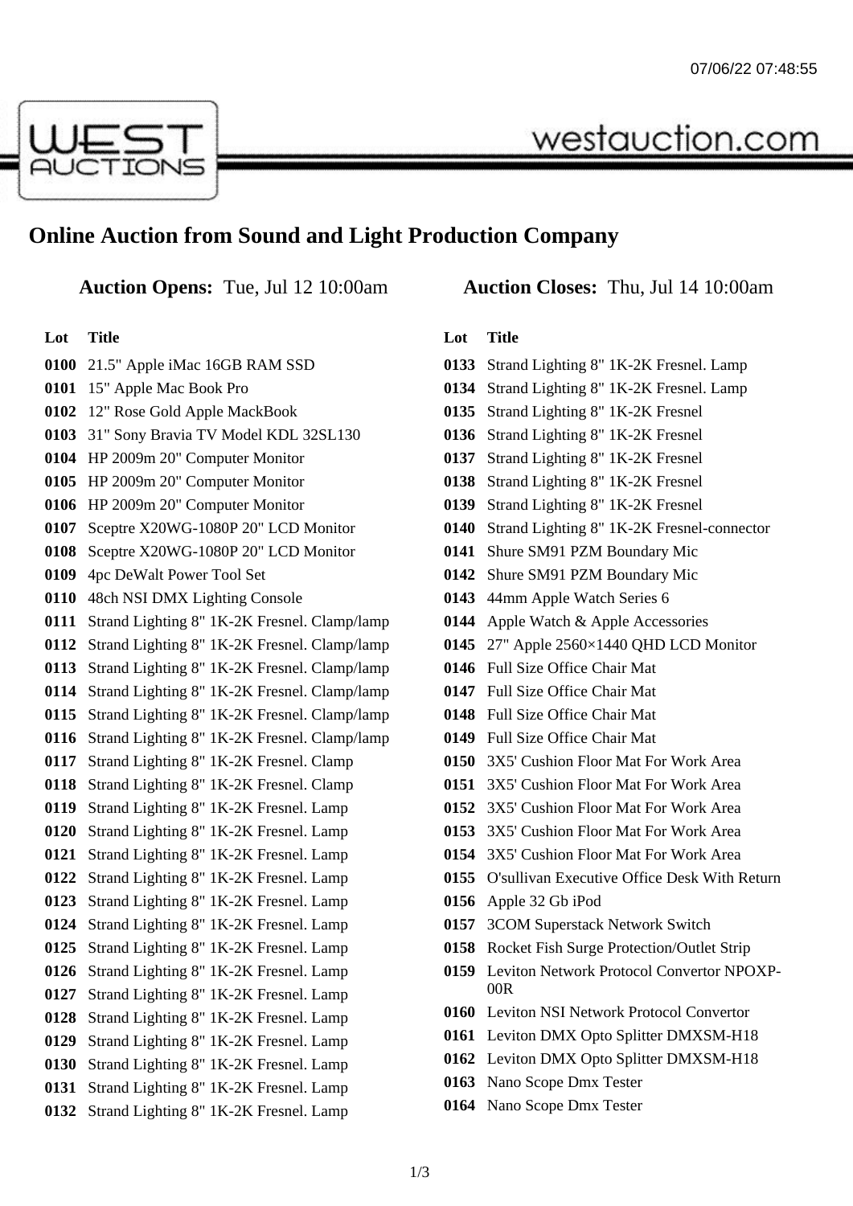07/06/22 07:48:55

WEST AUCTIONS

westauction.com

# Online Auction from Sound and Light Production Company

**Auction Opens:** Tue, Jul 12 10:00am **Auction Closes:** Thu, Jul 14 10:00am

| Lot | Title |
|---|---|
| 0100 | 21.5" Apple iMac 16GB RAM SSD |
| 0101 | 15" Apple Mac Book Pro |
| 0102 | 12" Rose Gold Apple MackBook |
| 0103 | 31" Sony Bravia TV Model KDL 32SL130 |
| 0104 | HP 2009m 20" Computer Monitor |
| 0105 | HP 2009m 20" Computer Monitor |
| 0106 | HP 2009m 20" Computer Monitor |
| 0107 | Sceptre X20WG-1080P 20" LCD Monitor |
| 0108 | Sceptre X20WG-1080P 20" LCD Monitor |
| 0109 | 4pc DeWalt Power Tool Set |
| 0110 | 48ch NSI DMX Lighting Console |
| 0111 | Strand Lighting 8" 1K-2K Fresnel. Clamp/lamp |
| 0112 | Strand Lighting 8" 1K-2K Fresnel. Clamp/lamp |
| 0113 | Strand Lighting 8" 1K-2K Fresnel. Clamp/lamp |
| 0114 | Strand Lighting 8" 1K-2K Fresnel. Clamp/lamp |
| 0115 | Strand Lighting 8" 1K-2K Fresnel. Clamp/lamp |
| 0116 | Strand Lighting 8" 1K-2K Fresnel. Clamp/lamp |
| 0117 | Strand Lighting 8" 1K-2K Fresnel. Clamp |
| 0118 | Strand Lighting 8" 1K-2K Fresnel. Clamp |
| 0119 | Strand Lighting 8" 1K-2K Fresnel. Lamp |
| 0120 | Strand Lighting 8" 1K-2K Fresnel. Lamp |
| 0121 | Strand Lighting 8" 1K-2K Fresnel. Lamp |
| 0122 | Strand Lighting 8" 1K-2K Fresnel. Lamp |
| 0123 | Strand Lighting 8" 1K-2K Fresnel. Lamp |
| 0124 | Strand Lighting 8" 1K-2K Fresnel. Lamp |
| 0125 | Strand Lighting 8" 1K-2K Fresnel. Lamp |
| 0126 | Strand Lighting 8" 1K-2K Fresnel. Lamp |
| 0127 | Strand Lighting 8" 1K-2K Fresnel. Lamp |
| 0128 | Strand Lighting 8" 1K-2K Fresnel. Lamp |
| 0129 | Strand Lighting 8" 1K-2K Fresnel. Lamp |
| 0130 | Strand Lighting 8" 1K-2K Fresnel. Lamp |
| 0131 | Strand Lighting 8" 1K-2K Fresnel. Lamp |
| 0132 | Strand Lighting 8" 1K-2K Fresnel. Lamp |
| 0133 | Strand Lighting 8" 1K-2K Fresnel. Lamp |
| 0134 | Strand Lighting 8" 1K-2K Fresnel. Lamp |
| 0135 | Strand Lighting 8" 1K-2K Fresnel |
| 0136 | Strand Lighting 8" 1K-2K Fresnel |
| 0137 | Strand Lighting 8" 1K-2K Fresnel |
| 0138 | Strand Lighting 8" 1K-2K Fresnel |
| 0139 | Strand Lighting 8" 1K-2K Fresnel |
| 0140 | Strand Lighting 8" 1K-2K Fresnel-connector |
| 0141 | Shure SM91 PZM Boundary Mic |
| 0142 | Shure SM91 PZM Boundary Mic |
| 0143 | 44mm Apple Watch Series 6 |
| 0144 | Apple Watch & Apple Accessories |
| 0145 | 27" Apple 2560×1440 QHD LCD Monitor |
| 0146 | Full Size Office Chair Mat |
| 0147 | Full Size Office Chair Mat |
| 0148 | Full Size Office Chair Mat |
| 0149 | Full Size Office Chair Mat |
| 0150 | 3X5' Cushion Floor Mat For Work Area |
| 0151 | 3X5' Cushion Floor Mat For Work Area |
| 0152 | 3X5' Cushion Floor Mat For Work Area |
| 0153 | 3X5' Cushion Floor Mat For Work Area |
| 0154 | 3X5' Cushion Floor Mat For Work Area |
| 0155 | O'sullivan Executive Office Desk With Return |
| 0156 | Apple 32 Gb iPod |
| 0157 | 3COM Superstack Network Switch |
| 0158 | Rocket Fish Surge Protection/Outlet Strip |
| 0159 | Leviton Network Protocol Convertor NPOXP-00R |
| 0160 | Leviton NSI Network Protocol Convertor |
| 0161 | Leviton DMX Opto Splitter DMXSM-H18 |
| 0162 | Leviton DMX Opto Splitter DMXSM-H18 |
| 0163 | Nano Scope Dmx Tester |
| 0164 | Nano Scope Dmx Tester |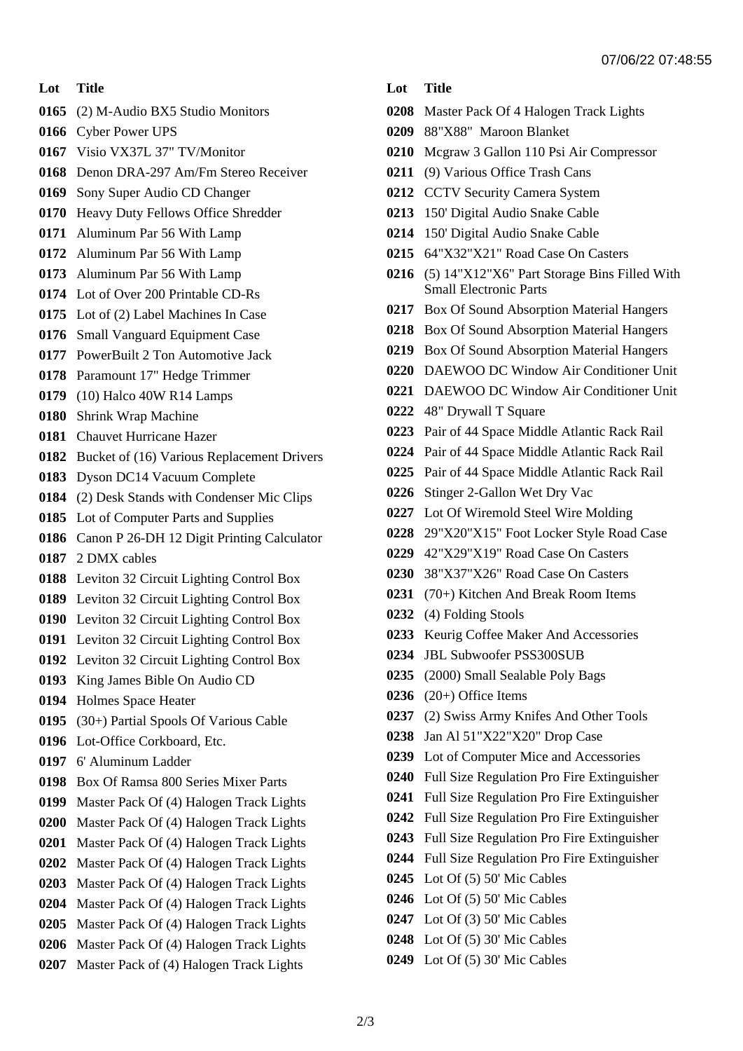| Lot | Title |
| --- | --- |
| 0165 | (2) M-Audio BX5 Studio Monitors |
| 0166 | Cyber Power UPS |
| 0167 | Visio VX37L 37" TV/Monitor |
| 0168 | Denon DRA-297 Am/Fm Stereo Receiver |
| 0169 | Sony Super Audio CD Changer |
| 0170 | Heavy Duty Fellows Office Shredder |
| 0171 | Aluminum Par 56 With Lamp |
| 0172 | Aluminum Par 56 With Lamp |
| 0173 | Aluminum Par 56 With Lamp |
| 0174 | Lot of Over 200 Printable CD-Rs |
| 0175 | Lot of (2) Label Machines In Case |
| 0176 | Small Vanguard Equipment Case |
| 0177 | PowerBuilt 2 Ton Automotive Jack |
| 0178 | Paramount 17" Hedge Trimmer |
| 0179 | (10) Halco 40W R14 Lamps |
| 0180 | Shrink Wrap Machine |
| 0181 | Chauvet Hurricane Hazer |
| 0182 | Bucket of (16) Various Replacement Drivers |
| 0183 | Dyson DC14 Vacuum Complete |
| 0184 | (2) Desk Stands with Condenser Mic Clips |
| 0185 | Lot of Computer Parts and Supplies |
| 0186 | Canon P 26-DH 12 Digit Printing Calculator |
| 0187 | 2 DMX cables |
| 0188 | Leviton 32 Circuit Lighting Control Box |
| 0189 | Leviton 32 Circuit Lighting Control Box |
| 0190 | Leviton 32 Circuit Lighting Control Box |
| 0191 | Leviton 32 Circuit Lighting Control Box |
| 0192 | Leviton 32 Circuit Lighting Control Box |
| 0193 | King James Bible On Audio CD |
| 0194 | Holmes Space Heater |
| 0195 | (30+) Partial Spools Of Various Cable |
| 0196 | Lot-Office Corkboard, Etc. |
| 0197 | 6' Aluminum Ladder |
| 0198 | Box Of Ramsa 800 Series Mixer Parts |
| 0199 | Master Pack Of (4) Halogen Track Lights |
| 0200 | Master Pack Of (4) Halogen Track Lights |
| 0201 | Master Pack Of (4) Halogen Track Lights |
| 0202 | Master Pack Of (4) Halogen Track Lights |
| 0203 | Master Pack Of (4) Halogen Track Lights |
| 0204 | Master Pack Of (4) Halogen Track Lights |
| 0205 | Master Pack Of (4) Halogen Track Lights |
| 0206 | Master Pack Of (4) Halogen Track Lights |
| 0207 | Master Pack of (4) Halogen Track Lights |
| 0208 | Master Pack Of 4 Halogen Track Lights |
| 0209 | 88"X88" Maroon Blanket |
| 0210 | Mcgraw 3 Gallon 110 Psi Air Compressor |
| 0211 | (9) Various Office Trash Cans |
| 0212 | CCTV Security Camera System |
| 0213 | 150' Digital Audio Snake Cable |
| 0214 | 150' Digital Audio Snake Cable |
| 0215 | 64"X32"X21" Road Case On Casters |
| 0216 | (5) 14"X12"X6" Part Storage Bins Filled With Small Electronic Parts |
| 0217 | Box Of Sound Absorption Material Hangers |
| 0218 | Box Of Sound Absorption Material Hangers |
| 0219 | Box Of Sound Absorption Material Hangers |
| 0220 | DAEWOO DC Window Air Conditioner Unit |
| 0221 | DAEWOO DC Window Air Conditioner Unit |
| 0222 | 48" Drywall T Square |
| 0223 | Pair of 44 Space Middle Atlantic Rack Rail |
| 0224 | Pair of 44 Space Middle Atlantic Rack Rail |
| 0225 | Pair of 44 Space Middle Atlantic Rack Rail |
| 0226 | Stinger 2-Gallon Wet Dry Vac |
| 0227 | Lot Of Wiremold Steel Wire Molding |
| 0228 | 29"X20"X15" Foot Locker Style Road Case |
| 0229 | 42"X29"X19" Road Case On Casters |
| 0230 | 38"X37"X26" Road Case On Casters |
| 0231 | (70+) Kitchen And Break Room Items |
| 0232 | (4) Folding Stools |
| 0233 | Keurig Coffee Maker And Accessories |
| 0234 | JBL Subwoofer PSS300SUB |
| 0235 | (2000) Small Sealable Poly Bags |
| 0236 | (20+) Office Items |
| 0237 | (2) Swiss Army Knifes And Other Tools |
| 0238 | Jan Al 51"X22"X20" Drop Case |
| 0239 | Lot of Computer Mice and Accessories |
| 0240 | Full Size Regulation Pro Fire Extinguisher |
| 0241 | Full Size Regulation Pro Fire Extinguisher |
| 0242 | Full Size Regulation Pro Fire Extinguisher |
| 0243 | Full Size Regulation Pro Fire Extinguisher |
| 0244 | Full Size Regulation Pro Fire Extinguisher |
| 0245 | Lot Of (5) 50' Mic Cables |
| 0246 | Lot Of (5) 50' Mic Cables |
| 0247 | Lot Of (3) 50' Mic Cables |
| 0248 | Lot Of (5) 30' Mic Cables |
| 0249 | Lot Of (5) 30' Mic Cables |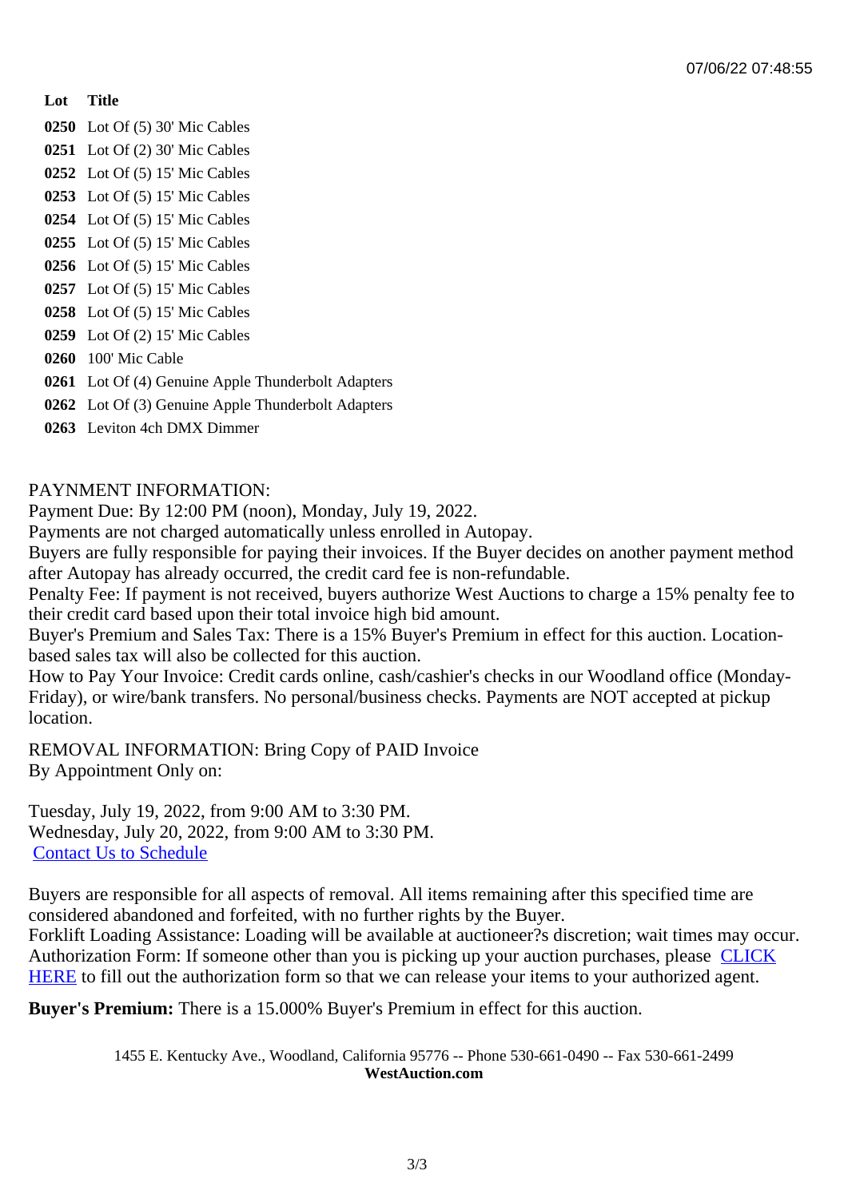| Lot | Title |
| --- | --- |
| 0250 | Lot Of (5) 30' Mic Cables |
| 0251 | Lot Of (2) 30' Mic Cables |
| 0252 | Lot Of (5) 15' Mic Cables |
| 0253 | Lot Of (5) 15' Mic Cables |
| 0254 | Lot Of (5) 15' Mic Cables |
| 0255 | Lot Of (5) 15' Mic Cables |
| 0256 | Lot Of (5) 15' Mic Cables |
| 0257 | Lot Of (5) 15' Mic Cables |
| 0258 | Lot Of (5) 15' Mic Cables |
| 0259 | Lot Of (2) 15' Mic Cables |
| 0260 | 100' Mic Cable |
| 0261 | Lot Of (4) Genuine Apple Thunderbolt Adapters |
| 0262 | Lot Of (3) Genuine Apple Thunderbolt Adapters |
| 0263 | Leviton 4ch DMX Dimmer |

PAYNMENT INFORMATION:
Payment Due: By 12:00 PM (noon), Monday, July 19, 2022.
Payments are not charged automatically unless enrolled in Autopay.
Buyers are fully responsible for paying their invoices. If the Buyer decides on another payment method after Autopay has already occurred, the credit card fee is non-refundable.
Penalty Fee: If payment is not received, buyers authorize West Auctions to charge a 15% penalty fee to their credit card based upon their total invoice high bid amount.
Buyer's Premium and Sales Tax: There is a 15% Buyer's Premium in effect for this auction. Location-based sales tax will also be collected for this auction.
How to Pay Your Invoice: Credit cards online, cash/cashier's checks in our Woodland office (Monday-Friday), or wire/bank transfers. No personal/business checks. Payments are NOT accepted at pickup location.

REMOVAL INFORMATION: Bring Copy of PAID Invoice
By Appointment Only on:

Tuesday, July 19, 2022, from 9:00 AM to 3:30 PM.
Wednesday, July 20, 2022, from 9:00 AM to 3:30 PM.
Contact Us to Schedule

Buyers are responsible for all aspects of removal. All items remaining after this specified time are considered abandoned and forfeited, with no further rights by the Buyer.
Forklift Loading Assistance: Loading will be available at auctioneer?s discretion; wait times may occur.
Authorization Form: If someone other than you is picking up your auction purchases, please CLICK HERE to fill out the authorization form so that we can release your items to your authorized agent.

**Buyer's Premium:** There is a 15.000% Buyer's Premium in effect for this auction.

1455 E. Kentucky Ave., Woodland, California 95776 -- Phone 530-661-0490 -- Fax 530-661-2499
**WestAuction.com**